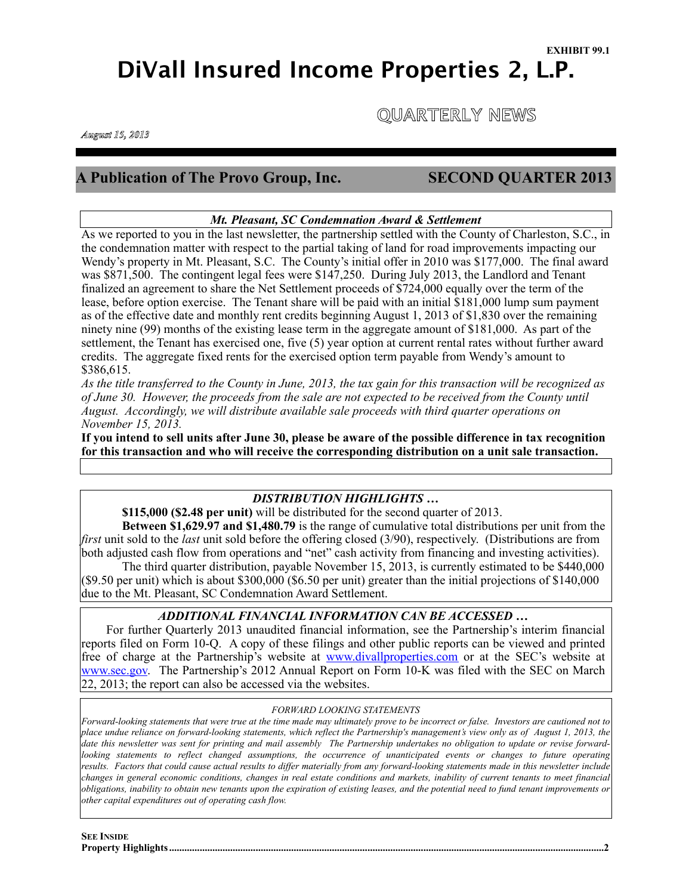**EXHIBIT 99.1**

# DiVall Insured Income Properties 2, L.P.

## QUARTERLY NEWS

*August 15, 2013*

## A Publication of The Provo Group, Inc. SECOND QUARTER 2013

### *Mt. Pleasant, SC Condemnation Award & Settlement*

As we reported to you in the last newsletter, the partnership settled with the County of Charleston, S.C., in the condemnation matter with respect to the partial taking of land for road improvements impacting our Wendy's property in Mt. Pleasant, S.C. The County's initial offer in 2010 was $177,000. The final award was $871,500. The contingent legal fees were $147,250. During July 2013, the Landlord and Tenant finalized an agreement to share the Net Settlement proceeds of $724,000 equally over the term of the lease, before option exercise. The Tenant share will be paid with an initial $181,000 lump sum payment as of the effective date and monthly rent credits beginning August 1, 2013 of $1,830 over the remaining ninety nine (99) months of the existing lease term in the aggregate amount of $181,000. As part of the settlement, the Tenant has exercised one, five (5) year option at current rental rates without further award credits. The aggregate fixed rents for the exercised option term payable from Wendy's amount to $386,615.

*As the title transferred to the County in June, 2013, the tax gain for this transaction will be recognized as of June 30. However, the proceeds from the sale are not expected to be received from the County until August. Accordingly, we will distribute available sale proceeds with third quarter operations on November 15, 2013.*

**If you intend to sell units after June 30, please be aware of the possible difference in tax recognition for this transaction and who will receive the corresponding distribution on a unit sale transaction.**

### *DISTRIBUTION HIGHLIGHTS …*

**$115,000 ($2.48 per unit)** will be distributed for the second quarter of 2013.

**Between $1,629.97 and $1,480.79** is the range of cumulative total distributions per unit from the *first* unit sold to the *last* unit sold before the offering closed (3/90), respectively. (Distributions are from both adjusted cash flow from operations and "net" cash activity from financing and investing activities).

The third quarter distribution, payable November 15, 2013, is currently estimated to be $440,000 ($9.50 per unit) which is about $300,000 ($6.50 per unit) greater than the initial projections of $140,000 due to the Mt. Pleasant, SC Condemnation Award Settlement.

### *ADDITIONAL FINANCIAL INFORMATION CAN BE ACCESSED …*

For further Quarterly 2013 unaudited financial information, see the Partnership's interim financial reports filed on Form 10-Q. A copy of these filings and other public reports can be viewed and printed free of charge at the Partnership's website at www.divallproperties.com or at the SEC's website at www.sec.gov. The Partnership's 2012 Annual Report on Form 10-K was filed with the SEC on March 22, 2013; the report can also be accessed via the websites.

*FORWARD LOOKING STATEMENTS*

*Forward-looking statements that were true at the time made may ultimately prove to be incorrect or false. Investors are cautioned not to place undue reliance on forward-looking statements, which reflect the Partnership's management's view only as of August 1, 2013, the date this newsletter was sent for printing and mail assembly The Partnership undertakes no obligation to update or revise forward-looking statements to reflect changed assumptions, the occurrence of unanticipated events or changes to future operating results. Factors that could cause actual results to differ materially from any forward-looking statements made in this newsletter include changes in general economic conditions, changes in real estate conditions and markets, inability of current tenants to meet financial obligations, inability to obtain new tenants upon the expiration of existing leases, and the potential need to fund tenant improvements or other capital expenditures out of operating cash flow.*

**SEE INSIDE**

**Property Highlights**........................................................................................2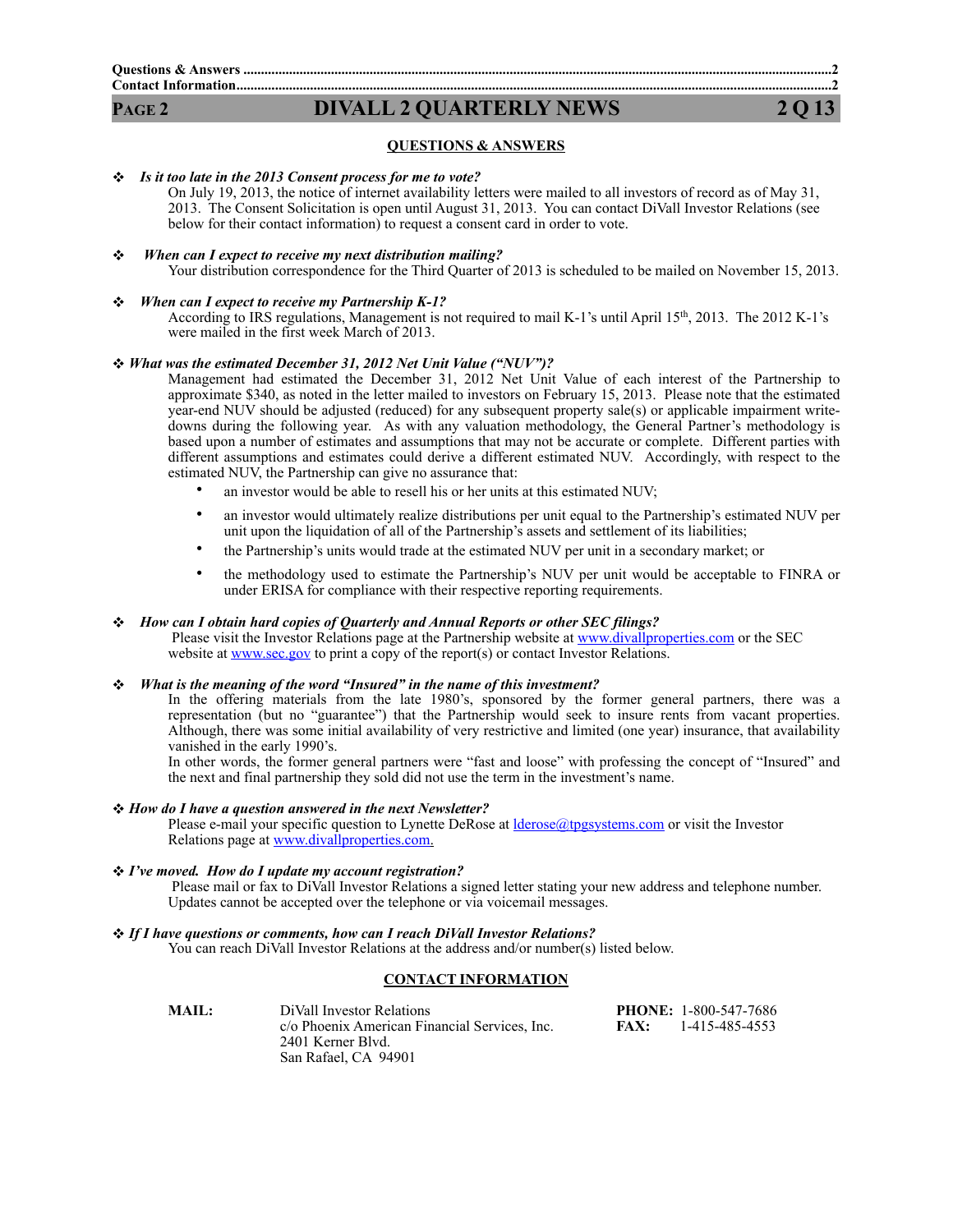Questions & Answers ..........2
Contact Information..........2

## QUESTIONS & ANSWERS

❖ ***Is it too late in the 2013 Consent process for me to vote?***
On July 19, 2013, the notice of internet availability letters were mailed to all investors of record as of May 31, 2013. The Consent Solicitation is open until August 31, 2013. You can contact DiVall Investor Relations (see below for their contact information) to request a consent card in order to vote.

❖ ***When can I expect to receive my next distribution mailing?***
Your distribution correspondence for the Third Quarter of 2013 is scheduled to be mailed on November 15, 2013.

❖ ***When can I expect to receive my Partnership K-1?***
According to IRS regulations, Management is not required to mail K-1's until April 15th, 2013. The 2012 K-1's were mailed in the first week March of 2013.

❖ ***What was the estimated December 31, 2012 Net Unit Value ("NUV")?***
Management had estimated the December 31, 2012 Net Unit Value of each interest of the Partnership to approximate $340, as noted in the letter mailed to investors on February 15, 2013. Please note that the estimated year-end NUV should be adjusted (reduced) for any subsequent property sale(s) or applicable impairment write-downs during the following year. As with any valuation methodology, the General Partner's methodology is based upon a number of estimates and assumptions that may not be accurate or complete. Different parties with different assumptions and estimates could derive a different estimated NUV. Accordingly, with respect to the estimated NUV, the Partnership can give no assurance that:

- an investor would be able to resell his or her units at this estimated NUV;
- an investor would ultimately realize distributions per unit equal to the Partnership's estimated NUV per unit upon the liquidation of all of the Partnership's assets and settlement of its liabilities;
- the Partnership's units would trade at the estimated NUV per unit in a secondary market; or
- the methodology used to estimate the Partnership's NUV per unit would be acceptable to FINRA or under ERISA for compliance with their respective reporting requirements.

❖ ***How can I obtain hard copies of Quarterly and Annual Reports or other SEC filings?***
Please visit the Investor Relations page at the Partnership website at www.divallproperties.com or the SEC website at www.sec.gov to print a copy of the report(s) or contact Investor Relations.

❖ ***What is the meaning of the word "Insured" in the name of this investment?***
In the offering materials from the late 1980's, sponsored by the former general partners, there was a representation (but no "guarantee") that the Partnership would seek to insure rents from vacant properties. Although, there was some initial availability of very restrictive and limited (one year) insurance, that availability vanished in the early 1990's.
In other words, the former general partners were "fast and loose" with professing the concept of "Insured" and the next and final partnership they sold did not use the term in the investment's name.

❖ ***How do I have a question answered in the next Newsletter?***
Please e-mail your specific question to Lynette DeRose at lderose@tpgsystems.com or visit the Investor Relations page at www.divallproperties.com.

❖ ***I've moved. How do I update my account registration?***
Please mail or fax to DiVall Investor Relations a signed letter stating your new address and telephone number. Updates cannot be accepted over the telephone or via voicemail messages.

❖ ***If I have questions or comments, how can I reach DiVall Investor Relations?***
You can reach DiVall Investor Relations at the address and/or number(s) listed below.

## CONTACT INFORMATION

**MAIL:**
DiVall Investor Relations
c/o Phoenix American Financial Services, Inc.
2401 Kerner Blvd.
San Rafael, CA 94901

**PHONE:** 1-800-547-7686
**FAX:** 1-415-485-4553